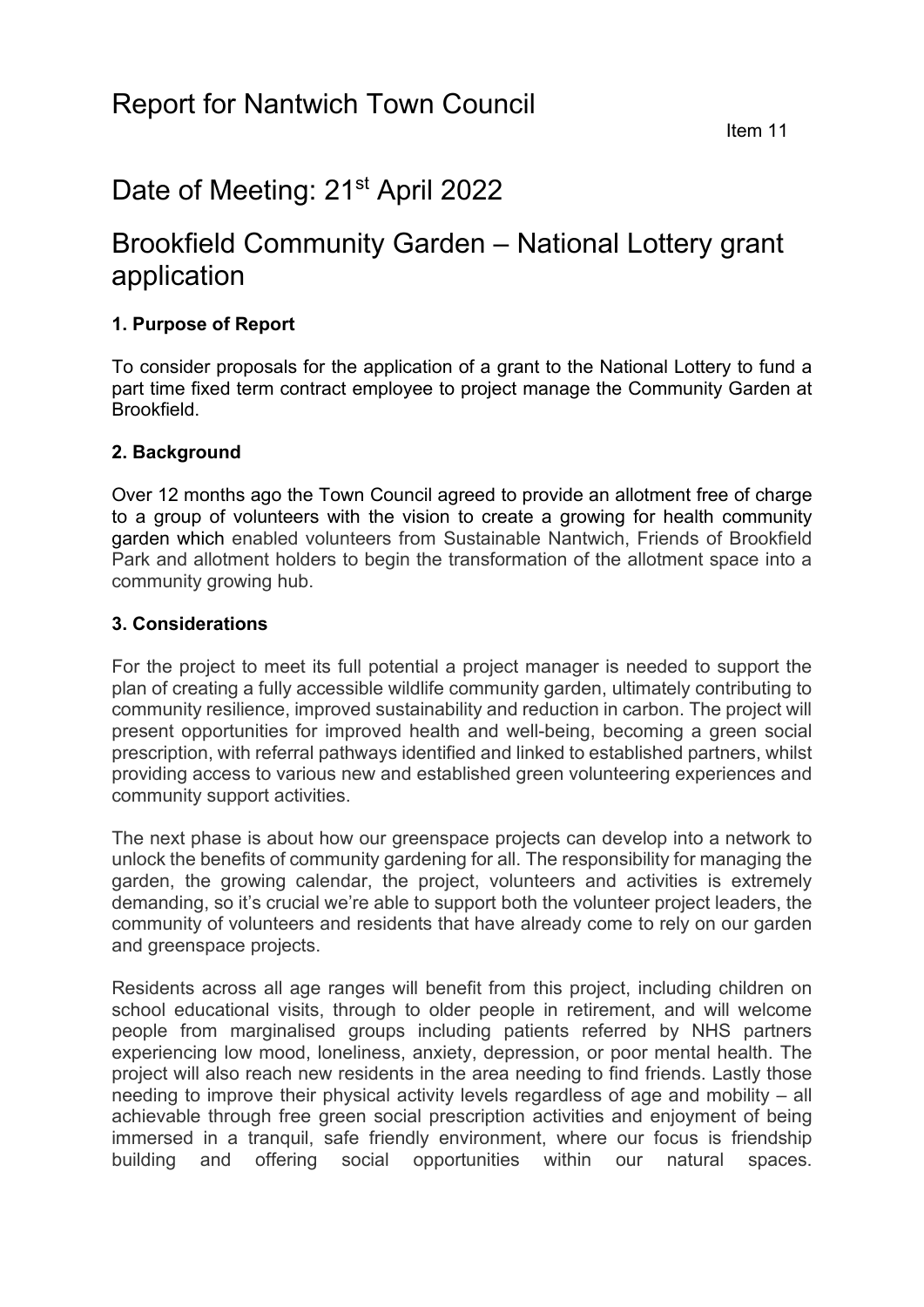# Report for Nantwich Town Council

Item 11

## Date of Meeting: 21st April 2022

## Brookfield Community Garden – National Lottery grant application

### 1. Purpose of Report

To consider proposals for the application of a grant to the National Lottery to fund a part time fixed term contract employee to project manage the Community Garden at Brookfield.

### 2. Background

Over 12 months ago the Town Council agreed to provide an allotment free of charge to a group of volunteers with the vision to create a growing for health community garden which enabled volunteers from Sustainable Nantwich, Friends of Brookfield Park and allotment holders to begin the transformation of the allotment space into a community growing hub.

### 3. Considerations

For the project to meet its full potential a project manager is needed to support the plan of creating a fully accessible wildlife community garden, ultimately contributing to community resilience, improved sustainability and reduction in carbon. The project will present opportunities for improved health and well-being, becoming a green social prescription, with referral pathways identified and linked to established partners, whilst providing access to various new and established green volunteering experiences and community support activities.

The next phase is about how our greenspace projects can develop into a network to unlock the benefits of community gardening for all. The responsibility for managing the garden, the growing calendar, the project, volunteers and activities is extremely demanding, so it's crucial we're able to support both the volunteer project leaders, the community of volunteers and residents that have already come to rely on our garden and greenspace projects.

Residents across all age ranges will benefit from this project, including children on school educational visits, through to older people in retirement, and will welcome people from marginalised groups including patients referred by NHS partners experiencing low mood, loneliness, anxiety, depression, or poor mental health. The project will also reach new residents in the area needing to find friends. Lastly those needing to improve their physical activity levels regardless of age and mobility – all achievable through free green social prescription activities and enjoyment of being immersed in a tranquil, safe friendly environment, where our focus is friendship building and offering social opportunities within our natural spaces.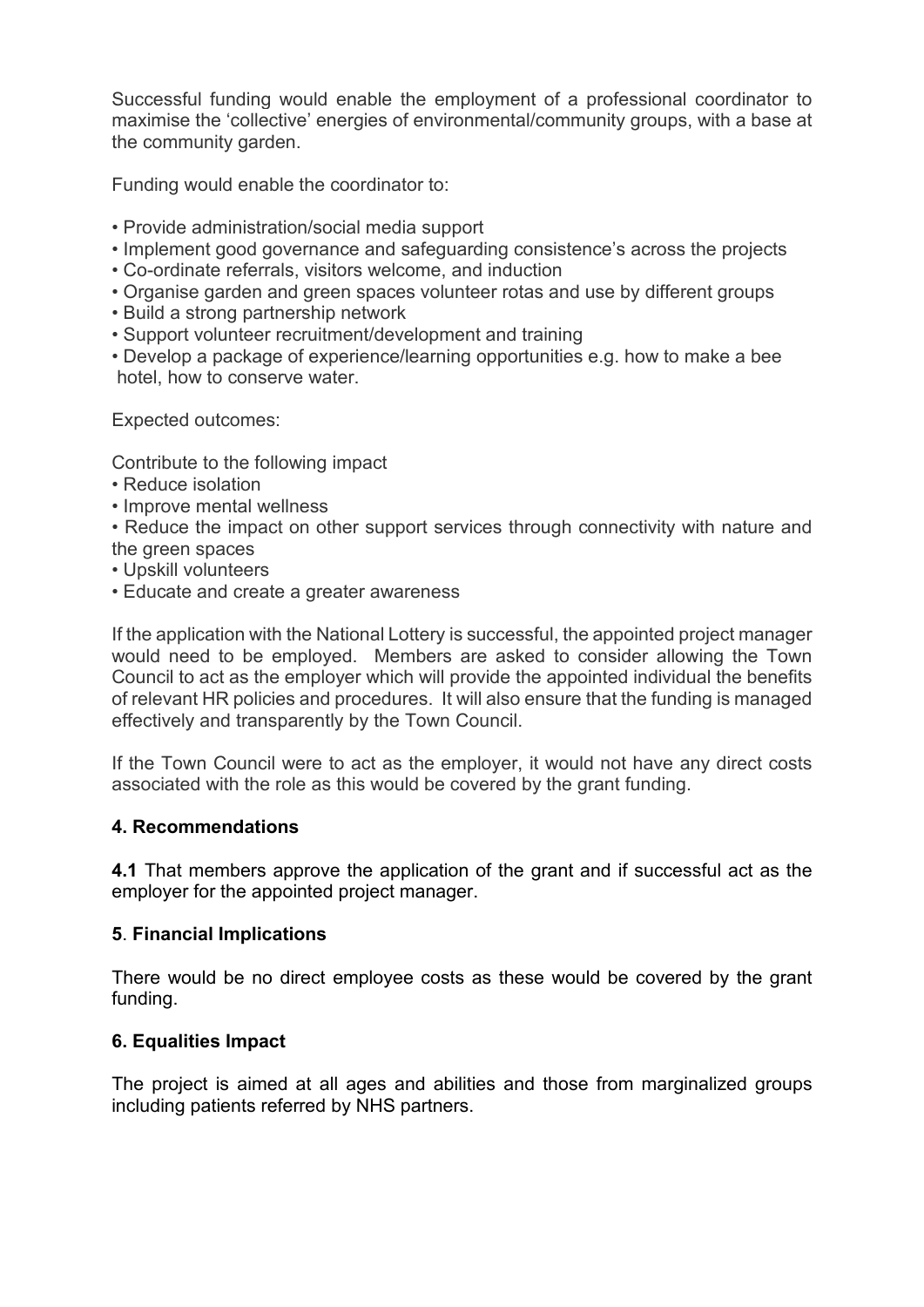Successful funding would enable the employment of a professional coordinator to maximise the 'collective' energies of environmental/community groups, with a base at the community garden.

Funding would enable the coordinator to:

- Provide administration/social media support
- Implement good governance and safeguarding consistence's across the projects
- Co-ordinate referrals, visitors welcome, and induction
- Organise garden and green spaces volunteer rotas and use by different groups
- Build a strong partnership network
- Support volunteer recruitment/development and training
- Develop a package of experience/learning opportunities e.g. how to make a bee hotel, how to conserve water.

Expected outcomes:

Contribute to the following impact

- Reduce isolation
- Improve mental wellness
- Reduce the impact on other support services through connectivity with nature and the green spaces
- Upskill volunteers
- Educate and create a greater awareness

If the application with the National Lottery is successful, the appointed project manager would need to be employed. Members are asked to consider allowing the Town Council to act as the employer which will provide the appointed individual the benefits of relevant HR policies and procedures. It will also ensure that the funding is managed effectively and transparently by the Town Council.

If the Town Council were to act as the employer, it would not have any direct costs associated with the role as this would be covered by the grant funding.

### 4. Recommendations

**4.1** That members approve the application of the grant and if successful act as the employer for the appointed project manager.

### 5. Financial Implications

There would be no direct employee costs as these would be covered by the grant funding.

### 6. Equalities Impact

The project is aimed at all ages and abilities and those from marginalized groups including patients referred by NHS partners.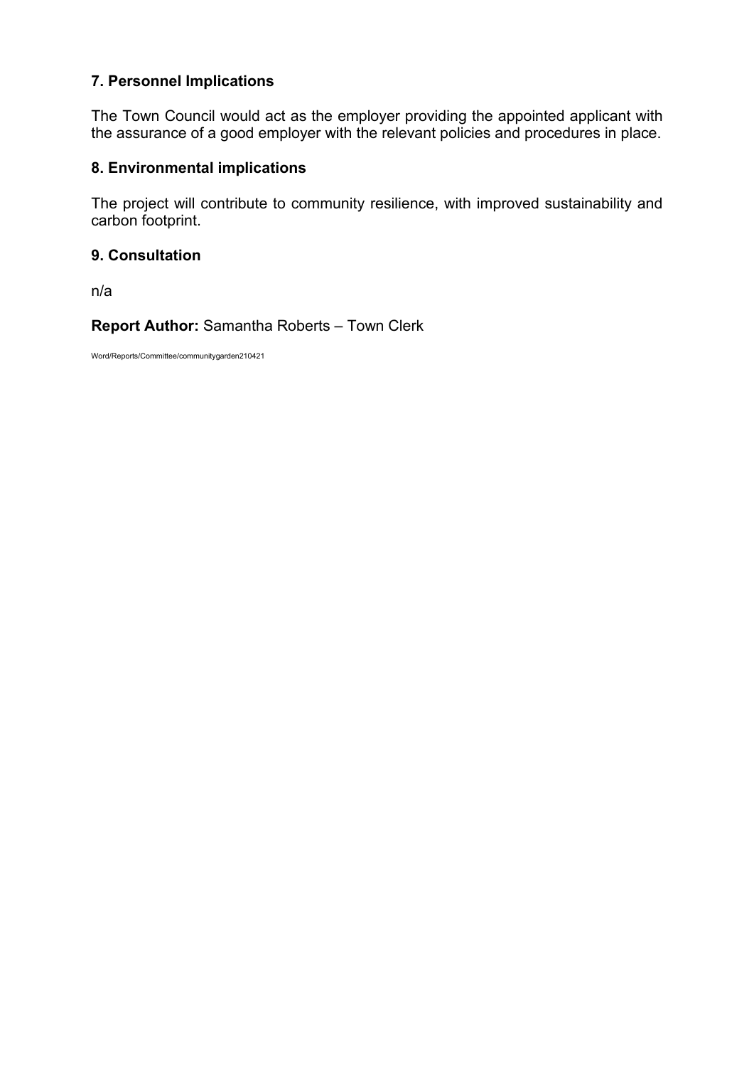## 7. Personnel Implications

The Town Council would act as the employer providing the appointed applicant with the assurance of a good employer with the relevant policies and procedures in place.

## 8. Environmental implications

The project will contribute to community resilience, with improved sustainability and carbon footprint.

## 9. Consultation

n/a

**Report Author:** Samantha Roberts – Town Clerk

Word/Reports/Committee/communitygarden210421